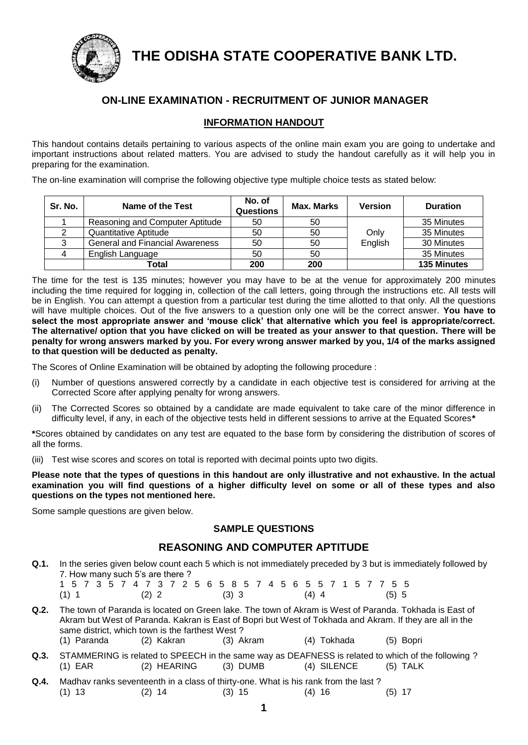# THE ODISHA STATE COOPERATIVE BANK LTD.

## ON-LINE EXAMINATION - RECRUITMENT OF JUNIOR MANAGER

### INFORMATION HANDOUT

This handout contains details pertaining to various aspects of the online main exam you are going to undertake and important instructions about related matters. You are advised to study the handout carefully as it will help you in preparing for the examination.

The on-line examination will comprise the following objective type multiple choice tests as stated below:

| Sr. No. | Name of the Test | No. of Questions | Max. Marks | Version | Duration |
|---|---|---|---|---|---|
| 1 | Reasoning and Computer Aptitude | 50 | 50 | Only English | 35 Minutes |
| 2 | Quantitative Aptitude | 50 | 50 | | 35 Minutes |
| 3 | General and Financial Awareness | 50 | 50 | | 30 Minutes |
| 4 | English Language | 50 | 50 | | 35 Minutes |
| | **Total** | **200** | **200** | | **135 Minutes** |

The time for the test is 135 minutes; however you may have to be at the venue for approximately 200 minutes including the time required for logging in, collection of the call letters, going through the instructions etc. All tests will be in English. You can attempt a question from a particular test during the time allotted to that only. All the questions will have multiple choices. Out of the five answers to a question only one will be the correct answer. **You have to select the most appropriate answer and 'mouse click' that alternative which you feel is appropriate/correct. The alternative/ option that you have clicked on will be treated as your answer to that question. There will be penalty for wrong answers marked by you. For every wrong answer marked by you, 1/4 of the marks assigned to that question will be deducted as penalty.**

The Scores of Online Examination will be obtained by adopting the following procedure :

(i) Number of questions answered correctly by a candidate in each objective test is considered for arriving at the Corrected Score after applying penalty for wrong answers.

(ii) The Corrected Scores so obtained by a candidate are made equivalent to take care of the minor difference in difficulty level, if any, in each of the objective tests held in different sessions to arrive at the Equated Scores**\***

**\***Scores obtained by candidates on any test are equated to the base form by considering the distribution of scores of all the forms.

(iii) Test wise scores and scores on total is reported with decimal points upto two digits.

**Please note that the types of questions in this handout are only illustrative and not exhaustive. In the actual examination you will find questions of a higher difficulty level on some or all of these types and also questions on the types not mentioned here.**

Some sample questions are given below.

### SAMPLE QUESTIONS

## REASONING AND COMPUTER APTITUDE

**Q.1.** In the series given below count each 5 which is not immediately preceded by 3 but is immediately followed by 7. How many such 5's are there ?

1 5 7 3 5 7 4 7 3 7 2 5 6 5 8 5 7 4 5 6 5 5 7 1 5 7 7 5 5

(1) 1 (2) 2 (3) 3 (4) 4 (5) 5

**Q.2.** The town of Paranda is located on Green lake. The town of Akram is West of Paranda. Tokhada is East of Akram but West of Paranda. Kakran is East of Bopri but West of Tokhada and Akram. If they are all in the same district, which town is the farthest West ?

(1) Paranda (2) Kakran (3) Akram (4) Tokhada (5) Bopri

**Q.3.** STAMMERING is related to SPEECH in the same way as DEAFNESS is related to which of the following ?

(1) EAR (2) HEARING (3) DUMB (4) SILENCE (5) TALK

**Q.4.** Madhav ranks seventeenth in a class of thirty-one. What is his rank from the last ?

(1) 13 (2) 14 (3) 15 (4) 16 (5) 17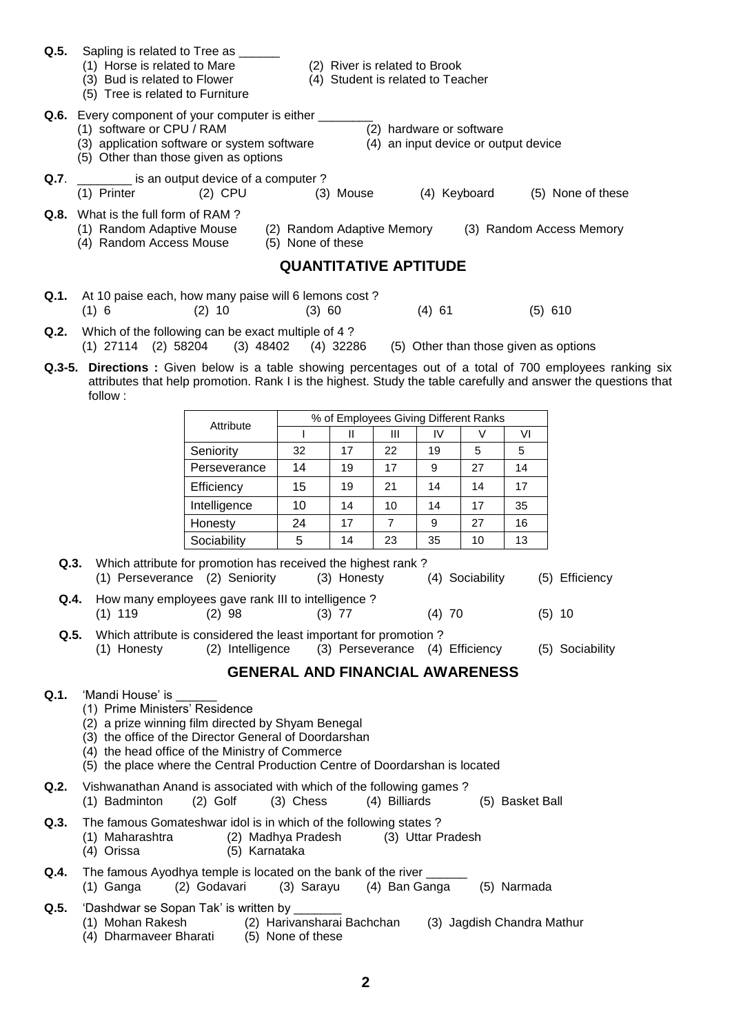**Q.5.** Sapling is related to Tree as ______
(1) Horse is related to Mare
(2) River is related to Brook
(3) Bud is related to Flower
(4) Student is related to Teacher
(5) Tree is related to Furniture

**Q.6.** Every component of your computer is either ________
(1) software or CPU / RAM
(2) hardware or software
(3) application software or system software
(4) an input device or output device
(5) Other than those given as options

**Q.7**. ________ is an output device of a computer ?
(1) Printer (2) CPU (3) Mouse (4) Keyboard (5) None of these

**Q.8.** What is the full form of RAM ?
(1) Random Adaptive Mouse
(2) Random Adaptive Memory
(3) Random Access Memory
(4) Random Access Mouse
(5) None of these

## QUANTITATIVE APTITUDE

**Q.1.** At 10 paise each, how many paise will 6 lemons cost ?
(1) 6 (2) 10 (3) 60 (4) 61 (5) 610

**Q.2.** Which of the following can be exact multiple of 4 ?
(1) 27114 (2) 58204 (3) 48402 (4) 32286 (5) Other than those given as options

**Q.3-5. Directions :** Given below is a table showing percentages out of a total of 700 employees ranking six attributes that help promotion. Rank I is the highest. Study the table carefully and answer the questions that follow :

| Attribute | % of Employees Giving Different Ranks | | | | | |
|---|---|---|---|---|---|---|
| | I | II | III | IV | V | VI |
| Seniority | 32 | 17 | 22 | 19 | 5 | 5 |
| Perseverance | 14 | 19 | 17 | 9 | 27 | 14 |
| Efficiency | 15 | 19 | 21 | 14 | 14 | 17 |
| Intelligence | 10 | 14 | 10 | 14 | 17 | 35 |
| Honesty | 24 | 17 | 7 | 9 | 27 | 16 |
| Sociability | 5 | 14 | 23 | 35 | 10 | 13 |

**Q.3.** Which attribute for promotion has received the highest rank ?
(1) Perseverance (2) Seniority (3) Honesty (4) Sociability (5) Efficiency

**Q.4.** How many employees gave rank III to intelligence ?
(1) 119 (2) 98 (3) 77 (4) 70 (5) 10

**Q.5.** Which attribute is considered the least important for promotion ?
(1) Honesty (2) Intelligence (3) Perseverance (4) Efficiency (5) Sociability

## GENERAL AND FINANCIAL AWARENESS

**Q.1.** 'Mandi House' is ______
(1) Prime Ministers' Residence
(2) a prize winning film directed by Shyam Benegal
(3) the office of the Director General of Doordarshan
(4) the head office of the Ministry of Commerce
(5) the place where the Central Production Centre of Doordarshan is located

**Q.2.** Vishwanathan Anand is associated with which of the following games ?
(1) Badminton (2) Golf (3) Chess (4) Billiards (5) Basket Ball

**Q.3.** The famous Gomateshwar idol is in which of the following states ?
(1) Maharashtra (2) Madhya Pradesh (3) Uttar Pradesh
(4) Orissa (5) Karnataka

**Q.4.** The famous Ayodhya temple is located on the bank of the river ______
(1) Ganga (2) Godavari (3) Sarayu (4) Ban Ganga (5) Narmada

**Q.5.** 'Dashdwar se Sopan Tak' is written by _______
(1) Mohan Rakesh (2) Harivansharai Bachchan (3) Jagdish Chandra Mathur
(4) Dharmaveer Bharati (5) None of these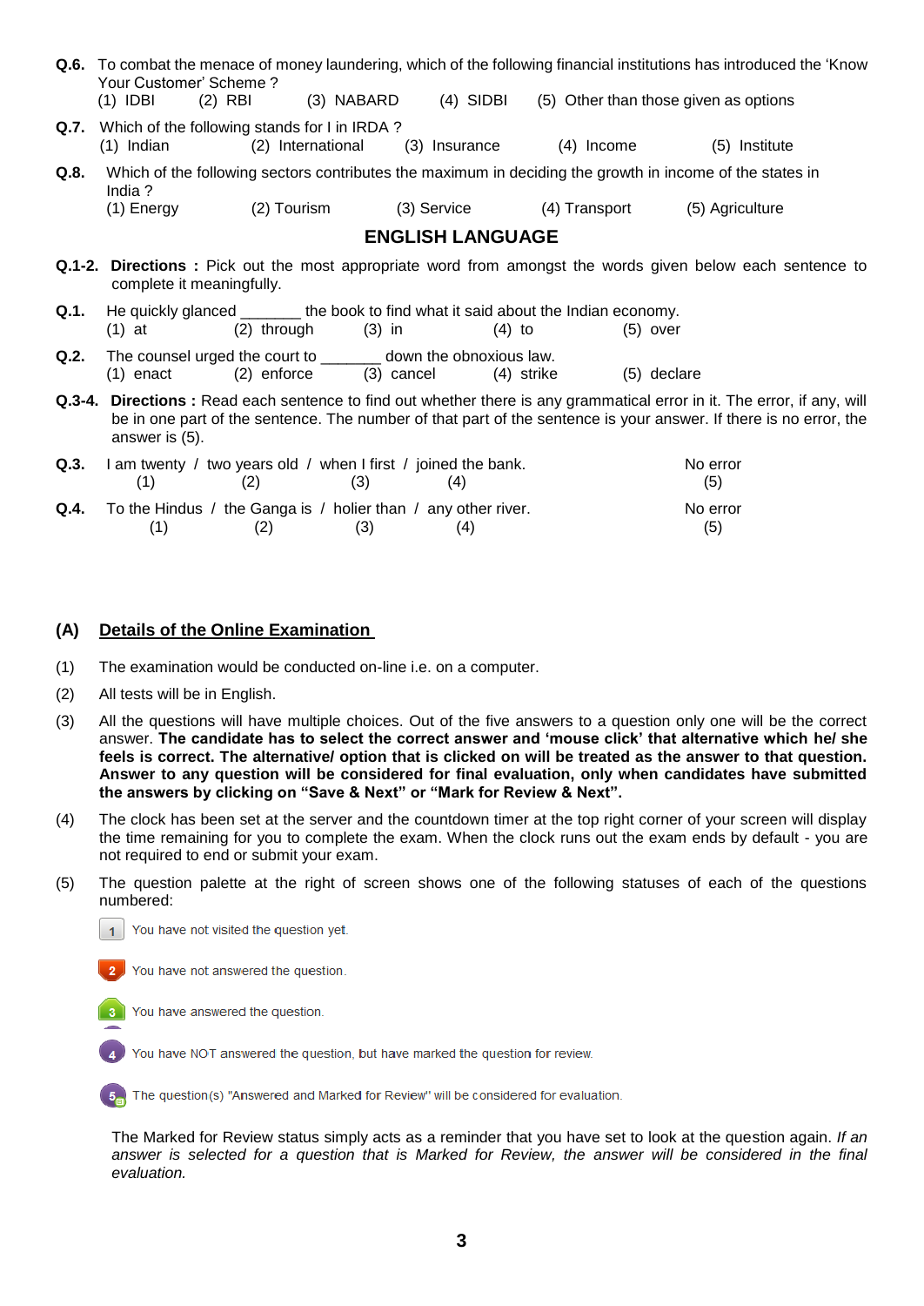**Q.6.** To combat the menace of money laundering, which of the following financial institutions has introduced the 'Know Your Customer' Scheme ?
(1) IDBI (2) RBI (3) NABARD (4) SIDBI (5) Other than those given as options

**Q.7.** Which of the following stands for I in IRDA ?
(1) Indian (2) International (3) Insurance (4) Income (5) Institute

**Q.8.** Which of the following sectors contributes the maximum in deciding the growth in income of the states in India ?
(1) Energy (2) Tourism (3) Service (4) Transport (5) Agriculture

## ENGLISH LANGUAGE

**Q.1-2. Directions :** Pick out the most appropriate word from amongst the words given below each sentence to complete it meaningfully.

**Q.1.** He quickly glanced _______ the book to find what it said about the Indian economy.
(1) at (2) through (3) in (4) to (5) over

**Q.2.** The counsel urged the court to _______ down the obnoxious law.
(1) enact (2) enforce (3) cancel (4) strike (5) declare

**Q.3-4. Directions :** Read each sentence to find out whether there is any grammatical error in it. The error, if any, will be in one part of the sentence. The number of that part of the sentence is your answer. If there is no error, the answer is (5).

**Q.3.** I am twenty (1) / two years old (2) / when I first (3) / joined the bank. (4) No error (5)

**Q.4.** To the Hindus (1) / the Ganga is (2) / holier than (3) / any other river. (4) No error (5)

## (A) Details of the Online Examination

(1) The examination would be conducted on-line i.e. on a computer.

(2) All tests will be in English.

(3) All the questions will have multiple choices. Out of the five answers to a question only one will be the correct answer. **The candidate has to select the correct answer and 'mouse click' that alternative which he/ she feels is correct. The alternative/ option that is clicked on will be treated as the answer to that question. Answer to any question will be considered for final evaluation, only when candidates have submitted the answers by clicking on "Save & Next" or "Mark for Review & Next".**

(4) The clock has been set at the server and the countdown timer at the top right corner of your screen will display the time remaining for you to complete the exam. When the clock runs out the exam ends by default - you are not required to end or submit your exam.

(5) The question palette at the right of screen shows one of the following statuses of each of the questions numbered:

- 1 You have not visited the question yet.
- 2 You have not answered the question.
- 3 You have answered the question.
- 4 You have NOT answered the question, but have marked the question for review.
- 5 The question(s) "Answered and Marked for Review" will be considered for evaluation.

The Marked for Review status simply acts as a reminder that you have set to look at the question again. *If an answer is selected for a question that is Marked for Review, the answer will be considered in the final evaluation.*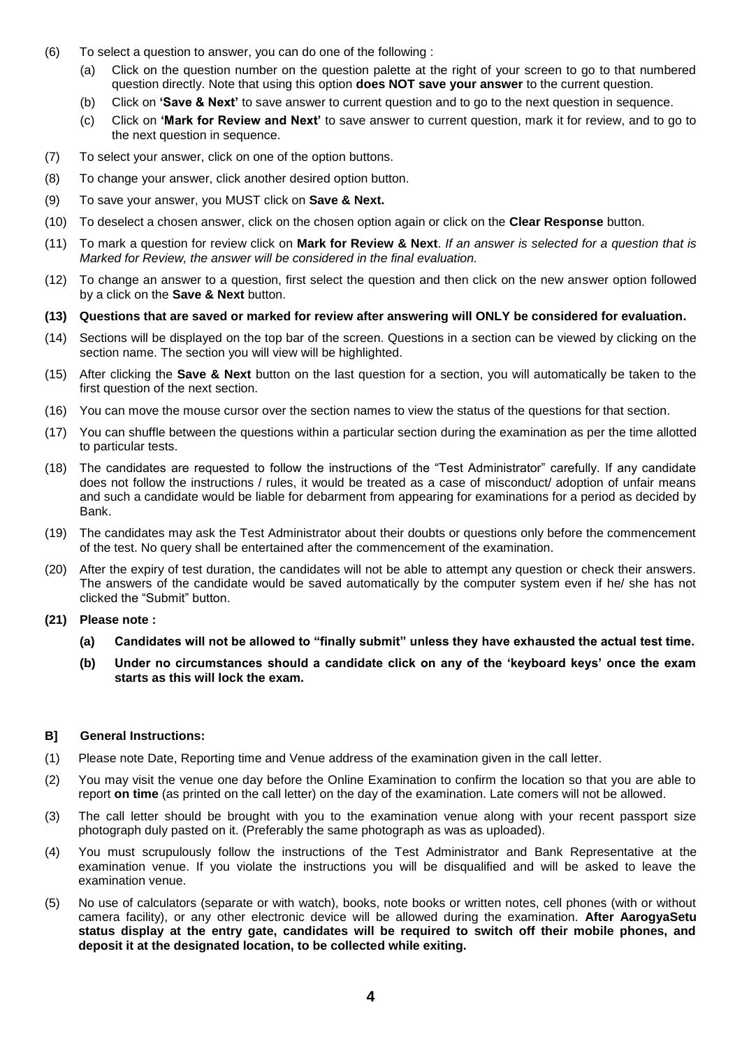(6) To select a question to answer, you can do one of the following :

   (a) Click on the question number on the question palette at the right of your screen to go to that numbered question directly. Note that using this option **does NOT save your answer** to the current question.

   (b) Click on **'Save & Next'** to save answer to current question and to go to the next question in sequence.

   (c) Click on **'Mark for Review and Next'** to save answer to current question, mark it for review, and to go to the next question in sequence.

(7) To select your answer, click on one of the option buttons.

(8) To change your answer, click another desired option button.

(9) To save your answer, you MUST click on **Save & Next.**

(10) To deselect a chosen answer, click on the chosen option again or click on the **Clear Response** button.

(11) To mark a question for review click on **Mark for Review & Next**. *If an answer is selected for a question that is Marked for Review, the answer will be considered in the final evaluation.*

(12) To change an answer to a question, first select the question and then click on the new answer option followed by a click on the **Save & Next** button.

**(13) Questions that are saved or marked for review after answering will ONLY be considered for evaluation.**

(14) Sections will be displayed on the top bar of the screen. Questions in a section can be viewed by clicking on the section name. The section you will view will be highlighted.

(15) After clicking the **Save & Next** button on the last question for a section, you will automatically be taken to the first question of the next section.

(16) You can move the mouse cursor over the section names to view the status of the questions for that section.

(17) You can shuffle between the questions within a particular section during the examination as per the time allotted to particular tests.

(18) The candidates are requested to follow the instructions of the "Test Administrator" carefully. If any candidate does not follow the instructions / rules, it would be treated as a case of misconduct/ adoption of unfair means and such a candidate would be liable for debarment from appearing for examinations for a period as decided by Bank.

(19) The candidates may ask the Test Administrator about their doubts or questions only before the commencement of the test. No query shall be entertained after the commencement of the examination.

(20) After the expiry of test duration, the candidates will not be able to attempt any question or check their answers. The answers of the candidate would be saved automatically by the computer system even if he/ she has not clicked the "Submit" button.

**(21) Please note :**

   **(a) Candidates will not be allowed to "finally submit" unless they have exhausted the actual test time.**

   **(b) Under no circumstances should a candidate click on any of the 'keyboard keys' once the exam starts as this will lock the exam.**

## B] General Instructions:

(1) Please note Date, Reporting time and Venue address of the examination given in the call letter.

(2) You may visit the venue one day before the Online Examination to confirm the location so that you are able to report **on time** (as printed on the call letter) on the day of the examination. Late comers will not be allowed.

(3) The call letter should be brought with you to the examination venue along with your recent passport size photograph duly pasted on it. (Preferably the same photograph as was as uploaded).

(4) You must scrupulously follow the instructions of the Test Administrator and Bank Representative at the examination venue. If you violate the instructions you will be disqualified and will be asked to leave the examination venue.

(5) No use of calculators (separate or with watch), books, note books or written notes, cell phones (with or without camera facility), or any other electronic device will be allowed during the examination. **After AarogyaSetu status display at the entry gate, candidates will be required to switch off their mobile phones, and deposit it at the designated location, to be collected while exiting.**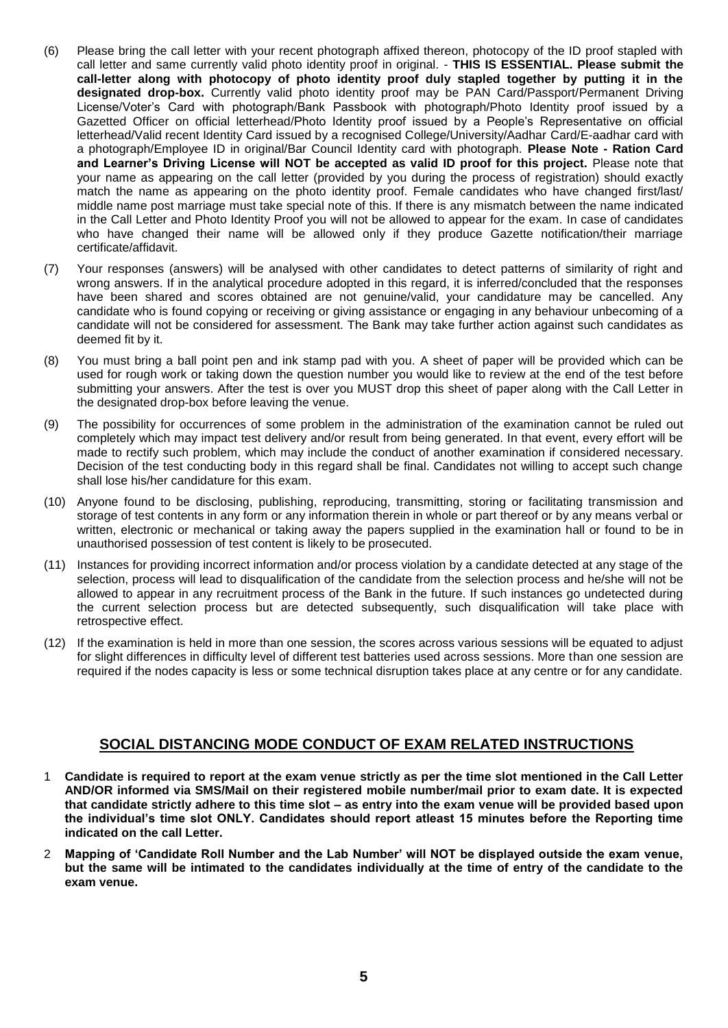(6) Please bring the call letter with your recent photograph affixed thereon, photocopy of the ID proof stapled with call letter and same currently valid photo identity proof in original. - **THIS IS ESSENTIAL. Please submit the call-letter along with photocopy of photo identity proof duly stapled together by putting it in the designated drop-box.** Currently valid photo identity proof may be PAN Card/Passport/Permanent Driving License/Voter's Card with photograph/Bank Passbook with photograph/Photo Identity proof issued by a Gazetted Officer on official letterhead/Photo Identity proof issued by a People's Representative on official letterhead/Valid recent Identity Card issued by a recognised College/University/Aadhar Card/E-aadhar card with a photograph/Employee ID in original/Bar Council Identity card with photograph. **Please Note - Ration Card and Learner's Driving License will NOT be accepted as valid ID proof for this project.** Please note that your name as appearing on the call letter (provided by you during the process of registration) should exactly match the name as appearing on the photo identity proof. Female candidates who have changed first/last/ middle name post marriage must take special note of this. If there is any mismatch between the name indicated in the Call Letter and Photo Identity Proof you will not be allowed to appear for the exam. In case of candidates who have changed their name will be allowed only if they produce Gazette notification/their marriage certificate/affidavit.

(7) Your responses (answers) will be analysed with other candidates to detect patterns of similarity of right and wrong answers. If in the analytical procedure adopted in this regard, it is inferred/concluded that the responses have been shared and scores obtained are not genuine/valid, your candidature may be cancelled. Any candidate who is found copying or receiving or giving assistance or engaging in any behaviour unbecoming of a candidate will not be considered for assessment. The Bank may take further action against such candidates as deemed fit by it.

(8) You must bring a ball point pen and ink stamp pad with you. A sheet of paper will be provided which can be used for rough work or taking down the question number you would like to review at the end of the test before submitting your answers. After the test is over you MUST drop this sheet of paper along with the Call Letter in the designated drop-box before leaving the venue.

(9) The possibility for occurrences of some problem in the administration of the examination cannot be ruled out completely which may impact test delivery and/or result from being generated. In that event, every effort will be made to rectify such problem, which may include the conduct of another examination if considered necessary. Decision of the test conducting body in this regard shall be final. Candidates not willing to accept such change shall lose his/her candidature for this exam.

(10) Anyone found to be disclosing, publishing, reproducing, transmitting, storing or facilitating transmission and storage of test contents in any form or any information therein in whole or part thereof or by any means verbal or written, electronic or mechanical or taking away the papers supplied in the examination hall or found to be in unauthorised possession of test content is likely to be prosecuted.

(11) Instances for providing incorrect information and/or process violation by a candidate detected at any stage of the selection, process will lead to disqualification of the candidate from the selection process and he/she will not be allowed to appear in any recruitment process of the Bank in the future. If such instances go undetected during the current selection process but are detected subsequently, such disqualification will take place with retrospective effect.

(12) If the examination is held in more than one session, the scores across various sessions will be equated to adjust for slight differences in difficulty level of different test batteries used across sessions. More than one session are required if the nodes capacity is less or some technical disruption takes place at any centre or for any candidate.

## SOCIAL DISTANCING MODE CONDUCT OF EXAM RELATED INSTRUCTIONS

1 **Candidate is required to report at the exam venue strictly as per the time slot mentioned in the Call Letter AND/OR informed via SMS/Mail on their registered mobile number/mail prior to exam date. It is expected that candidate strictly adhere to this time slot – as entry into the exam venue will be provided based upon the individual's time slot ONLY. Candidates should report atleast 15 minutes before the Reporting time indicated on the call Letter.**

2 **Mapping of 'Candidate Roll Number and the Lab Number' will NOT be displayed outside the exam venue, but the same will be intimated to the candidates individually at the time of entry of the candidate to the exam venue.**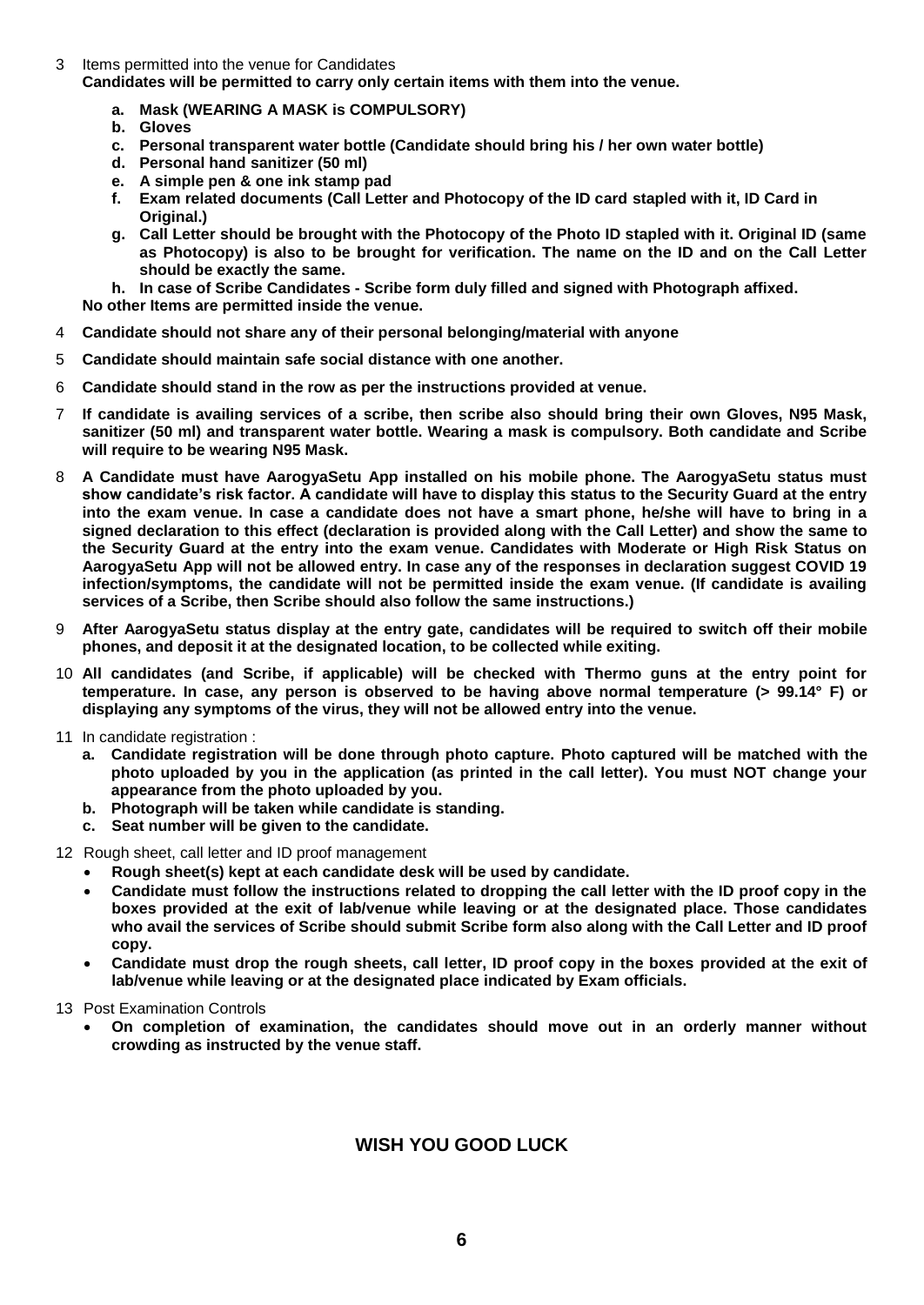3 Items permitted into the venue for Candidates

**Candidates will be permitted to carry only certain items with them into the venue.**

   a. **Mask (WEARING A MASK is COMPULSORY)**
   b. **Gloves**
   c. **Personal transparent water bottle (Candidate should bring his / her own water bottle)**
   d. **Personal hand sanitizer (50 ml)**
   e. **A simple pen & one ink stamp pad**
   f. **Exam related documents (Call Letter and Photocopy of the ID card stapled with it, ID Card in Original.)**
   g. **Call Letter should be brought with the Photocopy of the Photo ID stapled with it. Original ID (same as Photocopy) is also to be brought for verification. The name on the ID and on the Call Letter should be exactly the same.**
   h. **In case of Scribe Candidates - Scribe form duly filled and signed with Photograph affixed.**

**No other Items are permitted inside the venue.**

4 **Candidate should not share any of their personal belonging/material with anyone**

5 **Candidate should maintain safe social distance with one another.**

6 **Candidate should stand in the row as per the instructions provided at venue.**

7 **If candidate is availing services of a scribe, then scribe also should bring their own Gloves, N95 Mask, sanitizer (50 ml) and transparent water bottle. Wearing a mask is compulsory. Both candidate and Scribe will require to be wearing N95 Mask.**

8 **A Candidate must have AarogyaSetu App installed on his mobile phone. The AarogyaSetu status must show candidate's risk factor. A candidate will have to display this status to the Security Guard at the entry into the exam venue. In case a candidate does not have a smart phone, he/she will have to bring in a signed declaration to this effect (declaration is provided along with the Call Letter) and show the same to the Security Guard at the entry into the exam venue. Candidates with Moderate or High Risk Status on AarogyaSetu App will not be allowed entry. In case any of the responses in declaration suggest COVID 19 infection/symptoms, the candidate will not be permitted inside the exam venue. (If candidate is availing services of a Scribe, then Scribe should also follow the same instructions.)**

9 **After AarogyaSetu status display at the entry gate, candidates will be required to switch off their mobile phones, and deposit it at the designated location, to be collected while exiting.**

10 **All candidates (and Scribe, if applicable) will be checked with Thermo guns at the entry point for temperature. In case, any person is observed to be having above normal temperature (> 99.14° F) or displaying any symptoms of the virus, they will not be allowed entry into the venue.**

11 In candidate registration :

   a. **Candidate registration will be done through photo capture. Photo captured will be matched with the photo uploaded by you in the application (as printed in the call letter). You must NOT change your appearance from the photo uploaded by you.**
   b. **Photograph will be taken while candidate is standing.**
   c. **Seat number will be given to the candidate.**

12 Rough sheet, call letter and ID proof management

- **Rough sheet(s) kept at each candidate desk will be used by candidate.**
- **Candidate must follow the instructions related to dropping the call letter with the ID proof copy in the boxes provided at the exit of lab/venue while leaving or at the designated place. Those candidates who avail the services of Scribe should submit Scribe form also along with the Call Letter and ID proof copy.**
- **Candidate must drop the rough sheets, call letter, ID proof copy in the boxes provided at the exit of lab/venue while leaving or at the designated place indicated by Exam officials.**

13 Post Examination Controls

- **On completion of examination, the candidates should move out in an orderly manner without crowding as instructed by the venue staff.**

## WISH YOU GOOD LUCK